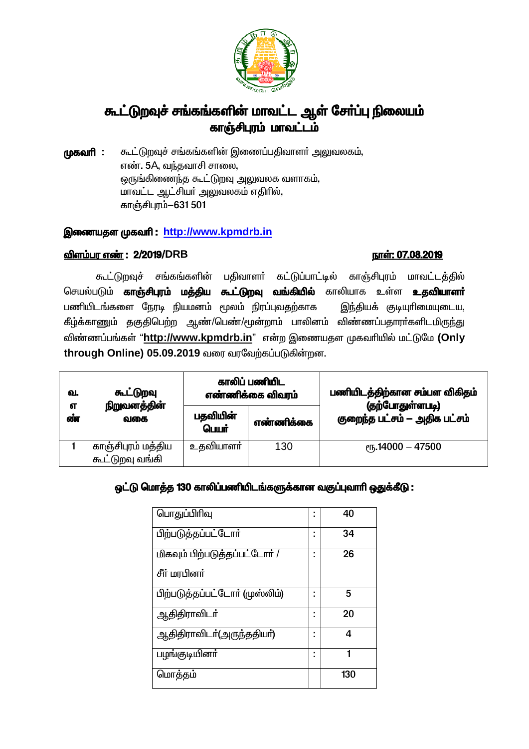# கூட்டுறவுச் சங்கங்களின் மாவட்ட ஆள் சேர்ப்பு நிலையம்
## காஞ்சிபுரம் மாவட்டம்

**முகவரி :** கூட்டுறவுச் சங்கங்களின் இணைப்பதிவாளர் அலுவலகம்,
எண். 5A, வந்தவாசி சாலை,
ஒருங்கிணைந்த கூட்டுறவு அலுவலக வளாகம்,
மாவட்ட ஆட்சியர் அலுவலகம் எதிரில்,
காஞ்சிபுரம்–631 501

**இணையதள முகவரி : http://www.kpmdrb.in**

**விளம்பர எண் : 2/2019/DRB** **நாள்: 07.08.2019**

கூட்டுறவுச் சங்கங்களின் பதிவாளர் கட்டுப்பாட்டில் காஞ்சிபுரம் மாவட்டத்தில் செயல்படும் **காஞ்சிபுரம் மத்திய கூட்டுறவு வங்கியில்** காலியாக உள்ள **உதவியாளர்** பணியிடங்களை நேரடி நியமனம் மூலம் நிரப்புவதற்காக இந்தியக் குடியுரிமையுடைய, கீழ்க்காணும் தகுதிபெற்ற ஆண்/பெண்/மூன்றாம் பாலினம் விண்ணப்பதாரர்களிடமிருந்து விண்ணப்பங்கள் "**http://www.kpmdrb.in**" என்ற இணையதள முகவரியில் மட்டுமே **(Only through Online) 05.09.2019** வரை வரவேற்கப்படுகின்றன.

| வ. எண் | கூட்டுறவு நிறுவனத்தின் வகை | காலிப் பணியிட எண்ணிக்கை விவரம் | | பணியிடத்திற்கான சம்பள விகிதம் (தற்போதுள்ளபடி) குறைந்த பட்சம் – அதிக பட்சம் |
|---|---|---|---|---|
| | | பதவியின் பெயர் | எண்ணிக்கை | |
| 1 | காஞ்சிபுரம் மத்திய கூட்டுறவு வங்கி | உதவியாளர் | 130 | ரூ.14000 – 47500 |

### ஒட்டு மொத்த 130 காலிப்பணியிடங்களுக்கான வகுப்புவாரி ஒதுக்கீடு :

| | | |
|---|---|---|
| பொதுப்பிரிவு | : | 40 |
| பிற்படுத்தப்பட்டோர் | : | 34 |
| மிகவும் பிற்படுத்தப்பட்டோர் / சீர் மரபினர் | : | 26 |
| பிற்படுத்தப்பட்டோர் (முஸ்லிம்) | : | 5 |
| ஆதிதிராவிடர் | : | 20 |
| ஆதிதிராவிடர்(அருந்ததியர்) | : | 4 |
| பழங்குடியினர் | : | 1 |
| மொத்தம் | | 130 |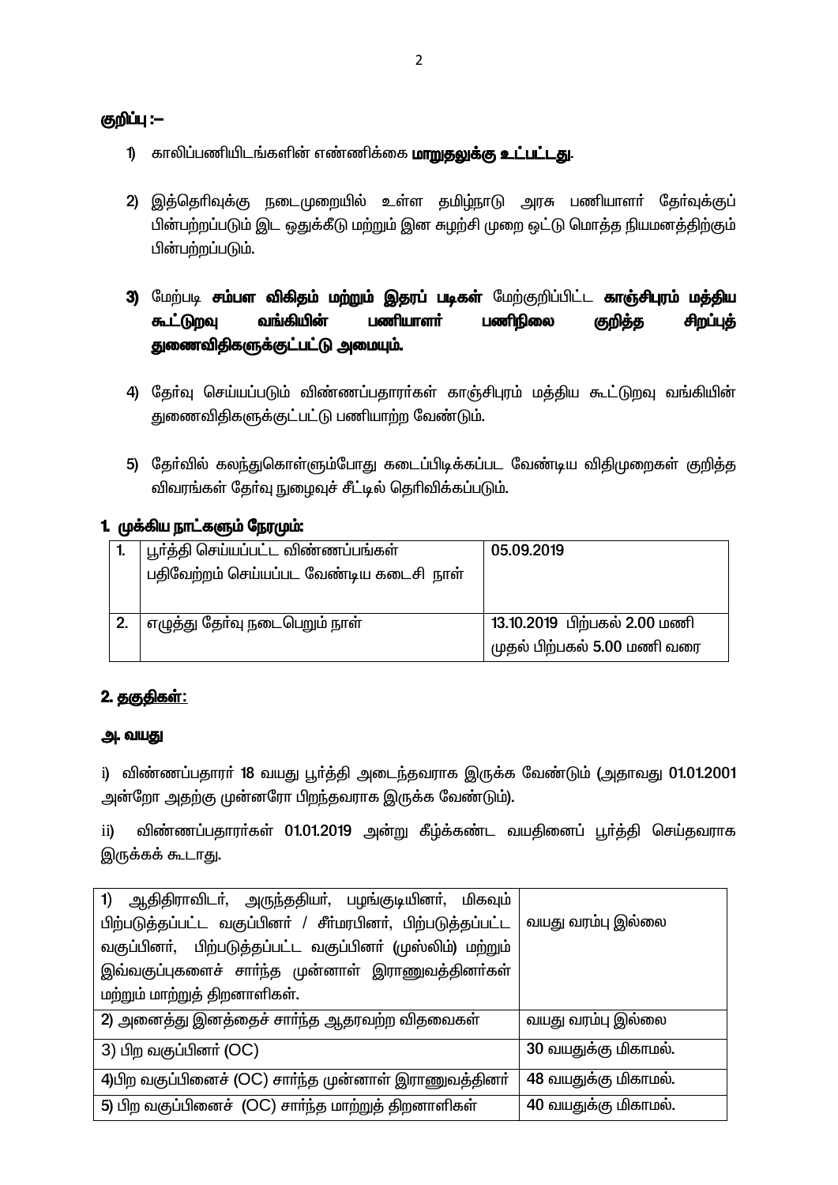**குறிப்பு :–**

1) காலிப்பணியிடங்களின் எண்ணிக்கை **மாறுதலுக்கு உட்பட்டது**.

2) இத்தெரிவுக்கு நடைமுறையில் உள்ள தமிழ்நாடு அரசு பணியாளர் தேர்வுக்குப் பின்பற்றப்படும் இட ஒதுக்கீடு மற்றும் இன சுழற்சி முறை ஒட்டு மொத்த நியமனத்திற்கும் பின்பற்றப்படும்.

3) மேற்படி **சம்பள விகிதம் மற்றும் இதரப் படிகள்** மேற்குறிப்பிட்ட **காஞ்சிபுரம் மத்திய கூட்டுறவு வங்கியின் பணியாளர் பணிநிலை குறித்த சிறப்புத் துணைவிதிகளுக்குட்பட்டு அமையும்.**

4) தேர்வு செய்யப்படும் விண்ணப்பதாரர்கள் காஞ்சிபுரம் மத்திய கூட்டுறவு வங்கியின் துணைவிதிகளுக்குட்பட்டு பணியாற்ற வேண்டும்.

5) தேர்வில் கலந்துகொள்ளும்போது கடைப்பிடிக்கப்பட வேண்டிய விதிமுறைகள் குறித்த விவரங்கள் தேர்வு நுழைவுச் சீட்டில் தெரிவிக்கப்படும்.

## 1. முக்கிய நாட்களும் நேரமும்:

| | | |
|---|---|---|
| 1. | பூர்த்தி செய்யப்பட்ட விண்ணப்பங்கள் பதிவேற்றம் செய்யப்பட வேண்டிய கடைசி நாள் | 05.09.2019 |
| 2. | எழுத்து தேர்வு நடைபெறும் நாள் | 13.10.2019 பிற்பகல் 2.00 மணி முதல் பிற்பகல் 5.00 மணி வரை |

## 2. தகுதிகள்:

### அ. வயது

i) விண்ணப்பதாரர் 18 வயது பூர்த்தி அடைந்தவராக இருக்க வேண்டும் (அதாவது 01.01.2001 அன்றோ அதற்கு முன்னரோ பிறந்தவராக இருக்க வேண்டும்).

ii) விண்ணப்பதாரர்கள் 01.01.2019 அன்று கீழ்க்கண்ட வயதினைப் பூர்த்தி செய்தவராக இருக்கக் கூடாது.

| | |
|---|---|
| 1) ஆதிதிராவிடர், அருந்ததியர், பழங்குடியினர், மிகவும் பிற்படுத்தப்பட்ட வகுப்பினர் / சீர்மரபினர், பிற்படுத்தப்பட்ட வகுப்பினர், பிற்படுத்தப்பட்ட வகுப்பினர் (முஸ்லிம்) மற்றும் இவ்வகுப்புகளைச் சார்ந்த முன்னாள் இராணுவத்தினர்கள் மற்றும் மாற்றுத் திறனாளிகள். | வயது வரம்பு இல்லை |
| 2) அனைத்து இனத்தைச் சார்ந்த ஆதரவற்ற விதவைகள் | வயது வரம்பு இல்லை |
| 3) பிற வகுப்பினர் (OC) | 30 வயதுக்கு மிகாமல். |
| 4)பிற வகுப்பினைச் (OC) சார்ந்த முன்னாள் இராணுவத்தினர் | 48 வயதுக்கு மிகாமல். |
| 5) பிற வகுப்பினைச் (OC) சார்ந்த மாற்றுத் திறனாளிகள் | 40 வயதுக்கு மிகாமல். |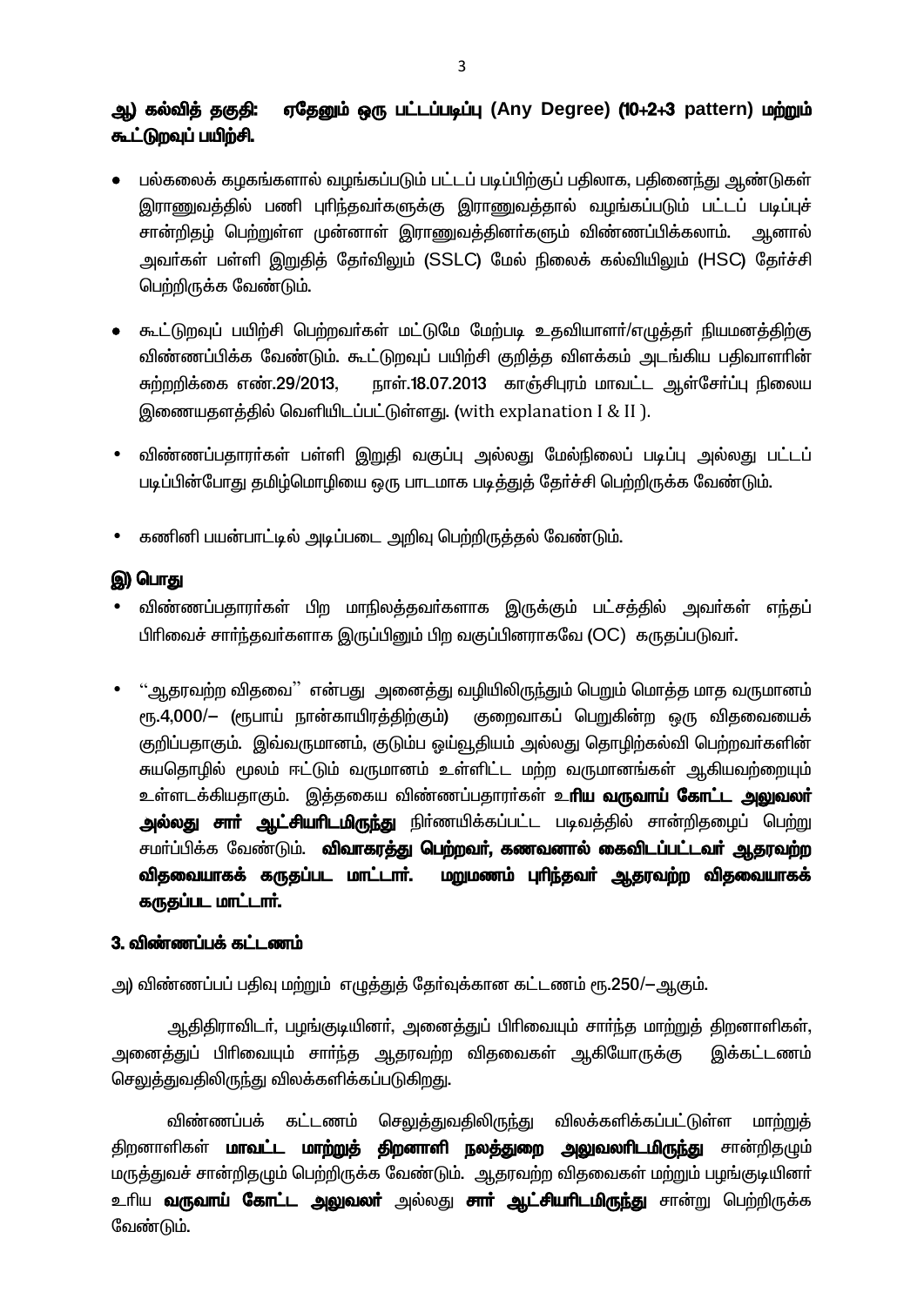**ஆ) கல்வித் தகுதி: ஏதேனும் ஒரு பட்டப்படிப்பு (Any Degree) (10+2+3 pattern) மற்றும் கூட்டுறவுப் பயிற்சி.**

- பல்கலைக் கழகங்களால் வழங்கப்படும் பட்டப் படிப்பிற்குப் பதிலாக, பதினைந்து ஆண்டுகள் இராணுவத்தில் பணி புரிந்தவர்களுக்கு இராணுவத்தால் வழங்கப்படும் பட்டப் படிப்புச் சான்றிதழ் பெற்றுள்ள முன்னாள் இராணுவத்தினர்களும் விண்ணப்பிக்கலாம். ஆனால் அவர்கள் பள்ளி இறுதித் தேர்விலும் (SSLC) மேல் நிலைக் கல்வியிலும் (HSC) தேர்ச்சி பெற்றிருக்க வேண்டும்.
- கூட்டுறவுப் பயிற்சி பெற்றவர்கள் மட்டுமே மேற்படி உதவியாளர்/எழுத்தர் நியமனத்திற்கு விண்ணப்பிக்க வேண்டும். கூட்டுறவுப் பயிற்சி குறித்த விளக்கம் அடங்கிய பதிவாளரின் சுற்றறிக்கை எண்.29/2013, நாள்.18.07.2013 காஞ்சிபுரம் மாவட்ட ஆள்சேர்ப்பு நிலைய இணையதளத்தில் வெளியிடப்பட்டுள்ளது. (with explanation I & II ).
- விண்ணப்பதாரர்கள் பள்ளி இறுதி வகுப்பு அல்லது மேல்நிலைப் படிப்பு அல்லது பட்டப் படிப்பின்போது தமிழ்மொழியை ஒரு பாடமாக படித்துத் தேர்ச்சி பெற்றிருக்க வேண்டும்.
- கணினி பயன்பாட்டில் அடிப்படை அறிவு பெற்றிருத்தல் வேண்டும்.

**இ) பொது**

- விண்ணப்பதாரர்கள் பிற மாநிலத்தவர்களாக இருக்கும் பட்சத்தில் அவர்கள் எந்தப் பிரிவைச் சார்ந்தவர்களாக இருப்பினும் பிற வகுப்பினராகவே (OC) கருதப்படுவர்.
- ''ஆதரவற்ற விதவை'' என்பது அனைத்து வழியிலிருந்தும் பெறும் மொத்த மாத வருமானம் ரூ.4,000/– (ரூபாய் நான்காயிரத்திற்கும்) குறைவாகப் பெறுகின்ற ஒரு விதவையைக் குறிப்பதாகும். இவ்வருமானம், குடும்ப ஓய்வூதியம் அல்லது தொழிற்கல்வி பெற்றவர்களின் சுயதொழில் மூலம் ஈட்டும் வருமானம் உள்ளிட்ட மற்ற வருமானங்கள் ஆகியவற்றையும் உள்ளடக்கியதாகும். இத்தகைய விண்ணப்பதாரர்கள் **உரிய வருவாய் கோட்ட அலுவலர் அல்லது சார் ஆட்சியரிடமிருந்து** நிர்ணயிக்கப்பட்ட படிவத்தில் சான்றிதழைப் பெற்று சமர்ப்பிக்க வேண்டும். **விவாகரத்து பெற்றவர், கணவனால் கைவிடப்பட்டவர் ஆதரவற்ற விதவையாகக் கருதப்பட மாட்டார். மறுமணம் புரிந்தவர் ஆதரவற்ற விதவையாகக் கருதப்பட மாட்டார்.**

**3. விண்ணப்பக் கட்டணம்**

அ) விண்ணப்பப் பதிவு மற்றும் எழுத்துத் தேர்வுக்கான கட்டணம் ரூ.250/–ஆகும்.

ஆதிதிராவிடர், பழங்குடியினர், அனைத்துப் பிரிவையும் சார்ந்த மாற்றுத் திறனாளிகள், அனைத்துப் பிரிவையும் சார்ந்த ஆதரவற்ற விதவைகள் ஆகியோருக்கு இக்கட்டணம் செலுத்துவதிலிருந்து விலக்களிக்கப்படுகிறது.

விண்ணப்பக் கட்டணம் செலுத்துவதிலிருந்து விலக்களிக்கப்பட்டுள்ள மாற்றுத் திறனாளிகள் **மாவட்ட மாற்றுத் திறனாளி நலத்துறை அலுவலரிடமிருந்து** சான்றிதழும் மருத்துவச் சான்றிதழும் பெற்றிருக்க வேண்டும். ஆதரவற்ற விதவைகள் மற்றும் பழங்குடியினர் உரிய **வருவாய் கோட்ட அலுவலர்** அல்லது **சார் ஆட்சியரிடமிருந்து** சான்று பெற்றிருக்க வேண்டும்.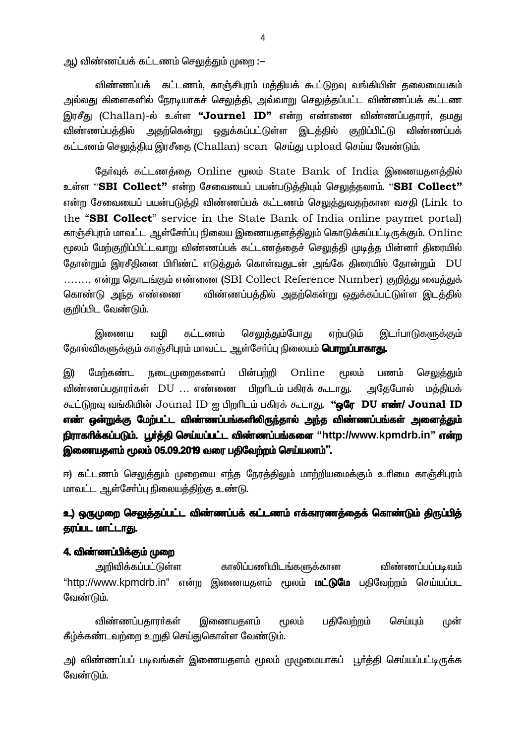ஆ) விண்ணப்பக் கட்டணம் செலுத்தும் முறை :–

விண்ணப்பக் கட்டணம், காஞ்சிபுரம் மத்தியக் கூட்டுறவு வங்கியின் தலைமையகம் அல்லது கிளைகளில் நேரடியாகச் செலுத்தி, அவ்வாறு செலுத்தப்பட்ட விண்ணப்பக் கட்டண இரசீது (Challan)-ல் உள்ள **"Journel ID"** என்ற எண்ணை விண்ணப்பதாரர், தமது விண்ணப்பத்தில் அதற்கென்று ஒதுக்கப்பட்டுள்ள இடத்தில் குறிப்பிட்டு விண்ணப்பக் கட்டணம் செலுத்திய இரசீதை (Challan) scan செய்து upload செய்ய வேண்டும்.

தேர்வுக் கட்டணத்தை Online மூலம் State Bank of India இணையதளத்தில் உள்ள "**SBI Collect"** என்ற சேவையைப் பயன்படுத்தியும் செலுத்தலாம். "**SBI Collect"** என்ற சேவையைப் பயன்படுத்தி விண்ணப்பக் கட்டணம் செலுத்துவதற்கான வசதி (Link to the "**SBI Collect**" service in the State Bank of India online paymet portal) காஞ்சிபுரம் மாவட்ட ஆள்சேர்ப்பு நிலைய இணையதளத்திலும் கொடுக்கப்பட்டிருக்கும். Online மூலம் மேற்குறிப்பிட்டவாறு விண்ணப்பக் கட்டணத்தைச் செலுத்தி முடித்த பின்னர் திரையில் தோன்றும் இரசீதினை பிரிண்ட் எடுத்துக் கொள்வதுடன் அங்கே திரையில் தோன்றும் DU …….. என்று தொடங்கும் எண்ணை (SBI Collect Reference Number) குறித்து வைத்துக் கொண்டு அந்த எண்ணை விண்ணப்பத்தில் அதற்கென்று ஒதுக்கப்பட்டுள்ள இடத்தில் குறிப்பிட வேண்டும்.

இணைய வழி கட்டணம் செலுத்தும்போது ஏற்படும் இடர்பாடுகளுக்கும் தோல்விகளுக்கும் காஞ்சிபுரம் மாவட்ட ஆள்சேர்ப்பு நிலையம் **பொறுப்பாகாது.**

இ) மேற்கண்ட நடைமுறைகளைப் பின்பற்றி Online மூலம் பணம் செலுத்தும் விண்ணப்பதாரர்கள் DU … எண்ணை பிறரிடம் பகிரக் கூடாது. அதேபோல் மத்தியக் கூட்டுறவு வங்கியின் Jounal ID ஐ பிறரிடம் பகிரக் கூடாது. **"ஒரே DU எண்/ Jounal ID எண் ஒன்றுக்கு மேற்பட்ட விண்ணப்பங்களிலிருந்தால் அந்த விண்ணப்பங்கள் அனைத்தும் நிராகரிக்கப்படும். பூர்த்தி செய்யப்பட்ட விண்ணப்பங்களை "http://www.kpmdrb.in" என்ற இணையதளம் மூலம் 05.09.2019 வரை பதிவேற்றம் செய்யலாம்".**

ஈ) கட்டணம் செலுத்தும் முறையை எந்த நேரத்திலும் மாற்றியமைக்கும் உரிமை காஞ்சிபுரம் மாவட்ட ஆள்சேர்ப்பு நிலையத்திற்கு உண்டு.

**உ) ஒருமுறை செலுத்தப்பட்ட விண்ணப்பக் கட்டணம் எக்காரணத்தைக் கொண்டும் திருப்பித் தரப்பட மாட்டாது.**

**4. விண்ணப்பிக்கும் முறை**

அறிவிக்கப்பட்டுள்ள காலிப்பணியிடங்களுக்கான விண்ணப்பப்படிவம் "http://www.kpmdrb.in" என்ற இணையதளம் மூலம் **மட்டுமே** பதிவேற்றம் செய்யப்பட வேண்டும்.

விண்ணப்பதாரர்கள் இணையதளம் மூலம் பதிவேற்றம் செய்யும் முன் கீழ்க்கண்டவற்றை உறுதி செய்துகொள்ள வேண்டும்.

அ) விண்ணப்பப் படிவங்கள் இணையதளம் மூலம் முழுமையாகப் பூர்த்தி செய்யப்பட்டிருக்க வேண்டும்.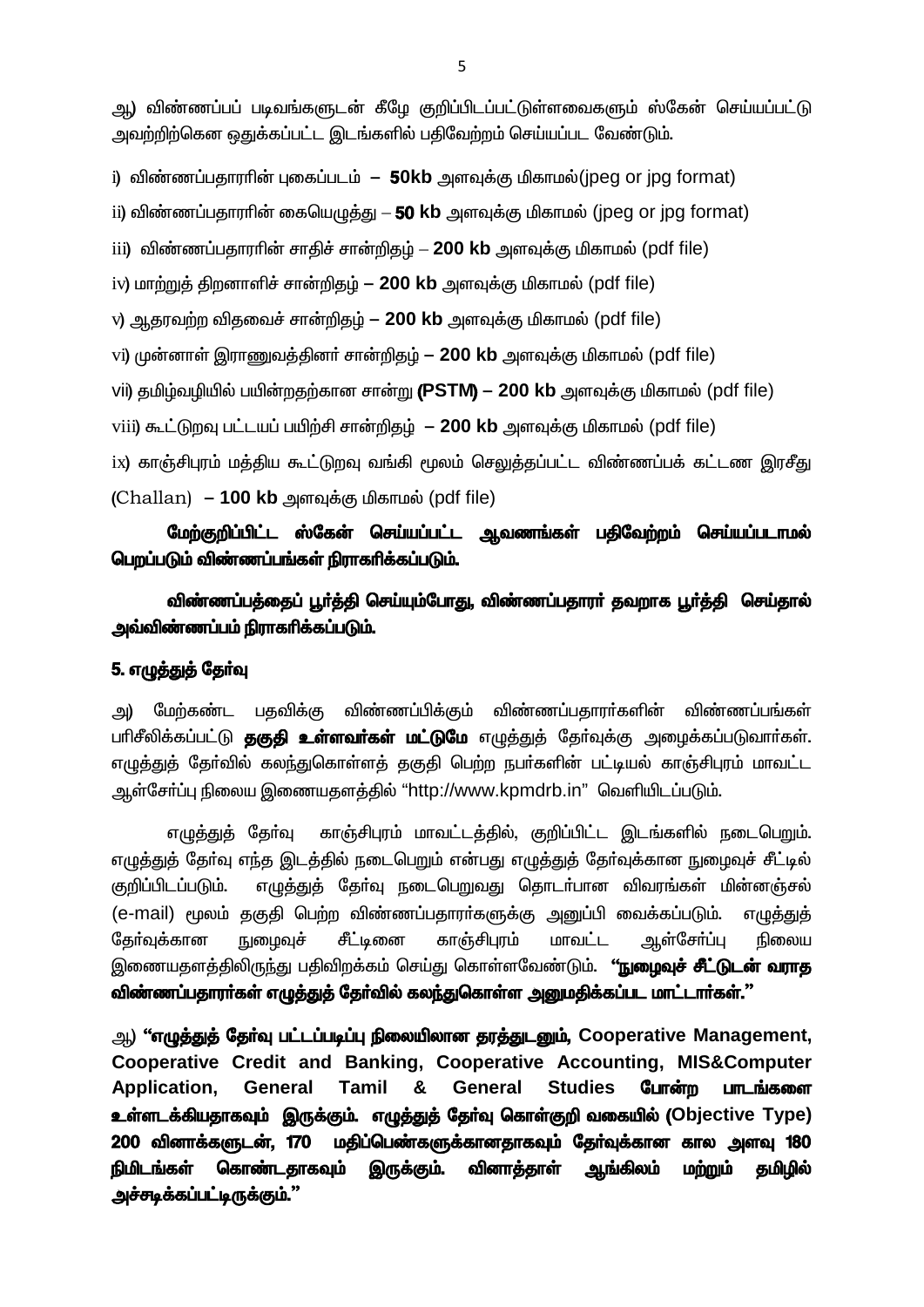ஆ) விண்ணப்பப் படிவங்களுடன் கீழே குறிப்பிடப்பட்டுள்ளவைகளும் ஸ்கேன் செய்யப்பட்டு அவற்றிற்கென ஒதுக்கப்பட்ட இடங்களில் பதிவேற்றம் செய்யப்பட வேண்டும்.

i) விண்ணப்பதாரரின் புகைப்படம் – **50kb** அளவுக்கு மிகாமல்(jpeg or jpg format)

ii) விண்ணப்பதாரரின் கையெழுத்து – **50 kb** அளவுக்கு மிகாமல் (jpeg or jpg format)

iii) விண்ணப்பதாரரின் சாதிச் சான்றிதழ் – **200 kb** அளவுக்கு மிகாமல் (pdf file)

iv) மாற்றுத் திறனாளிச் சான்றிதழ் – **200 kb** அளவுக்கு மிகாமல் (pdf file)

v) ஆதரவற்ற விதவைச் சான்றிதழ் – **200 kb** அளவுக்கு மிகாமல் (pdf file)

vi) முன்னாள் இராணுவத்தினர் சான்றிதழ் – **200 kb** அளவுக்கு மிகாமல் (pdf file)

vii) தமிழ்வழியில் பயின்றதற்கான சான்று **(PSTM) – 200 kb** அளவுக்கு மிகாமல் (pdf file)

viii) கூட்டுறவு பட்டயப் பயிற்சி சான்றிதழ் – **200 kb** அளவுக்கு மிகாமல் (pdf file)

ix) காஞ்சிபுரம் மத்திய கூட்டுறவு வங்கி மூலம் செலுத்தப்பட்ட விண்ணப்பக் கட்டண இரசீது (Challan) – **100 kb** அளவுக்கு மிகாமல் (pdf file)

**மேற்குறிப்பிட்ட ஸ்கேன் செய்யப்பட்ட ஆவணங்கள் பதிவேற்றம் செய்யப்படாமல் பெறப்படும் விண்ணப்பங்கள் நிராகரிக்கப்படும்.**

**விண்ணப்பத்தைப் பூர்த்தி செய்யும்போது, விண்ணப்பதாரர் தவறாக பூர்த்தி செய்தால் அவ்விண்ணப்பம் நிராகரிக்கப்படும்.**

## 5. எழுத்துத் தேர்வு

அ) மேற்கண்ட பதவிக்கு விண்ணப்பிக்கும் விண்ணப்பதாரர்களின் விண்ணப்பங்கள் பரிசீலிக்கப்பட்டு **தகுதி உள்ளவர்கள் மட்டுமே** எழுத்துத் தேர்வுக்கு அழைக்கப்படுவார்கள். எழுத்துத் தேர்வில் கலந்துகொள்ளத் தகுதி பெற்ற நபர்களின் பட்டியல் காஞ்சிபுரம் மாவட்ட ஆள்சேர்ப்பு நிலைய இணையதளத்தில் “http://www.kpmdrb.in” வெளியிடப்படும்.

எழுத்துத் தேர்வு காஞ்சிபுரம் மாவட்டத்தில், குறிப்பிட்ட இடங்களில் நடைபெறும். எழுத்துத் தேர்வு எந்த இடத்தில் நடைபெறும் என்பது எழுத்துத் தேர்வுக்கான நுழைவுச் சீட்டில் குறிப்பிடப்படும். எழுத்துத் தேர்வு நடைபெறுவது தொடர்பான விவரங்கள் மின்னஞ்சல் (e-mail) மூலம் தகுதி பெற்ற விண்ணப்பதாரர்களுக்கு அனுப்பி வைக்கப்படும். எழுத்துத் தேர்வுக்கான நுழைவுச் சீட்டினை காஞ்சிபுரம் மாவட்ட ஆள்சேர்ப்பு நிலைய இணையதளத்திலிருந்து பதிவிறக்கம் செய்து கொள்ளவேண்டும். **“நுழைவுச் சீட்டுடன் வராத விண்ணப்பதாரர்கள் எழுத்துத் தேர்வில் கலந்துகொள்ள அனுமதிக்கப்பட மாட்டார்கள்.”**

ஆ) **“எழுத்துத் தேர்வு பட்டப்படிப்பு நிலையிலான தரத்துடனும், Cooperative Management, Cooperative Credit and Banking, Cooperative Accounting, MIS&Computer Application, General Tamil & General Studies போன்ற பாடங்களை உள்ளடக்கியதாகவும் இருக்கும். எழுத்துத் தேர்வு கொள்குறி வகையில் (Objective Type) 200 வினாக்களுடன், 170 மதிப்பெண்களுக்கானதாகவும் தேர்வுக்கான கால அளவு 180 நிமிடங்கள் கொண்டதாகவும் இருக்கும். வினாத்தாள் ஆங்கிலம் மற்றும் தமிழில் அச்சடிக்கப்பட்டிருக்கும்.”**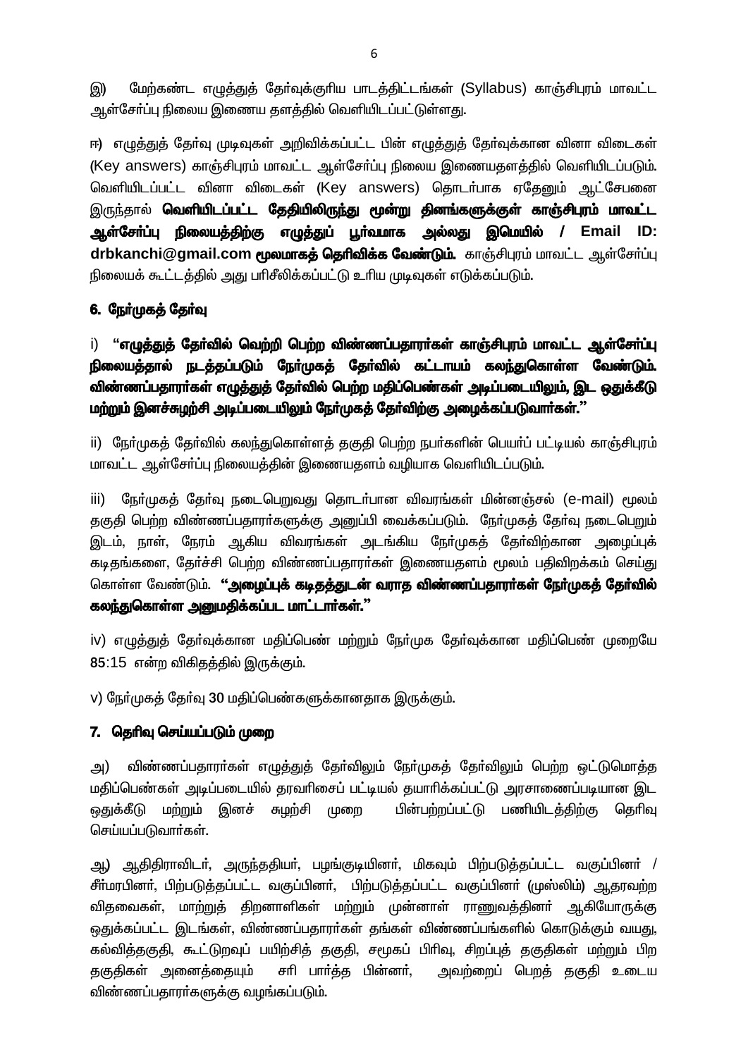இ) மேற்கண்ட எழுத்துத் தேர்வுக்குரிய பாடத்திட்டங்கள் (Syllabus) காஞ்சிபுரம் மாவட்ட ஆள்சேர்ப்பு நிலைய இணைய தளத்தில் வெளியிடப்பட்டுள்ளது.

ஈ) எழுத்துத் தேர்வு முடிவுகள் அறிவிக்கப்பட்ட பின் எழுத்துத் தேர்வுக்கான வினா விடைகள் (Key answers) காஞ்சிபுரம் மாவட்ட ஆள்சேர்ப்பு நிலைய இணையதளத்தில் வெளியிடப்படும். வெளியிடப்பட்ட வினா விடைகள் (Key answers) தொடர்பாக ஏதேனும் ஆட்சேபனை இருந்தால் **வெளியிடப்பட்ட தேதியிலிருந்து மூன்று தினங்களுக்குள் காஞ்சிபுரம் மாவட்ட ஆள்சேர்ப்பு நிலையத்திற்கு எழுத்துப் பூர்வமாக அல்லது இமெயில் / Email ID: drbkanchi@gmail.com மூலமாகத் தெரிவிக்க வேண்டும்.** காஞ்சிபுரம் மாவட்ட ஆள்சேர்ப்பு நிலையக் கூட்டத்தில் அது பரிசீலிக்கப்பட்டு உரிய முடிவுகள் எடுக்கப்படும்.

## 6. நேர்முகத் தேர்வு

i) **“எழுத்துத் தேர்வில் வெற்றி பெற்ற விண்ணப்பதாரர்கள் காஞ்சிபுரம் மாவட்ட ஆள்சேர்ப்பு நிலையத்தால் நடத்தப்படும் நேர்முகத் தேர்வில் கட்டாயம் கலந்துகொள்ள வேண்டும். விண்ணப்பதாரர்கள் எழுத்துத் தேர்வில் பெற்ற மதிப்பெண்கள் அடிப்படையிலும், இட ஒதுக்கீடு மற்றும் இனச்சுழற்சி அடிப்படையிலும் நேர்முகத் தேர்விற்கு அழைக்கப்படுவார்கள்.”**

ii) நேர்முகத் தேர்வில் கலந்துகொள்ளத் தகுதி பெற்ற நபர்களின் பெயர்ப் பட்டியல் காஞ்சிபுரம் மாவட்ட ஆள்சேர்ப்பு நிலையத்தின் இணையதளம் வழியாக வெளியிடப்படும்.

iii) நேர்முகத் தேர்வு நடைபெறுவது தொடர்பான விவரங்கள் மின்னஞ்சல் (e-mail) மூலம் தகுதி பெற்ற விண்ணப்பதாரர்களுக்கு அனுப்பி வைக்கப்படும். நேர்முகத் தேர்வு நடைபெறும் இடம், நாள், நேரம் ஆகிய விவரங்கள் அடங்கிய நேர்முகத் தேர்விற்கான அழைப்புக் கடிதங்களை, தேர்ச்சி பெற்ற விண்ணப்பதாரர்கள் இணையதளம் மூலம் பதிவிறக்கம் செய்து கொள்ள வேண்டும். **“அழைப்புக் கடிதத்துடன் வராத விண்ணப்பதாரர்கள் நேர்முகத் தேர்வில் கலந்துகொள்ள அனுமதிக்கப்பட மாட்டார்கள்.”**

iv) எழுத்துத் தேர்வுக்கான மதிப்பெண் மற்றும் நேர்முக தேர்வுக்கான மதிப்பெண் முறையே 85:15 என்ற விகிதத்தில் இருக்கும்.

v) நேர்முகத் தேர்வு 30 மதிப்பெண்களுக்கானதாக இருக்கும்.

## 7. தெரிவு செய்யப்படும் முறை

அ) விண்ணப்பதாரர்கள் எழுத்துத் தேர்விலும் நேர்முகத் தேர்விலும் பெற்ற ஒட்டுமொத்த மதிப்பெண்கள் அடிப்படையில் தரவரிசைப் பட்டியல் தயாரிக்கப்பட்டு அரசாணைப்படியான இட ஒதுக்கீடு மற்றும் இனச் சுழற்சி முறை பின்பற்றப்பட்டு பணியிடத்திற்கு தெரிவு செய்யப்படுவார்கள்.

ஆ) ஆதிதிராவிடர், அருந்ததியர், பழங்குடியினர், மிகவும் பிற்படுத்தப்பட்ட வகுப்பினர் / சீர்மரபினர், பிற்படுத்தப்பட்ட வகுப்பினர், பிற்படுத்தப்பட்ட வகுப்பினர் (முஸ்லிம்) ஆதரவற்ற விதவைகள், மாற்றுத் திறனாளிகள் மற்றும் முன்னாள் ராணுவத்தினர் ஆகியோருக்கு ஒதுக்கப்பட்ட இடங்கள், விண்ணப்பதாரர்கள் தங்கள் விண்ணப்பங்களில் கொடுக்கும் வயது, கல்வித்தகுதி, கூட்டுறவுப் பயிற்சித் தகுதி, சமூகப் பிரிவு, சிறப்புத் தகுதிகள் மற்றும் பிற தகுதிகள் அனைத்தையும் சரி பார்த்த பின்னர், அவற்றைப் பெறத் தகுதி உடைய விண்ணப்பதாரர்களுக்கு வழங்கப்படும்.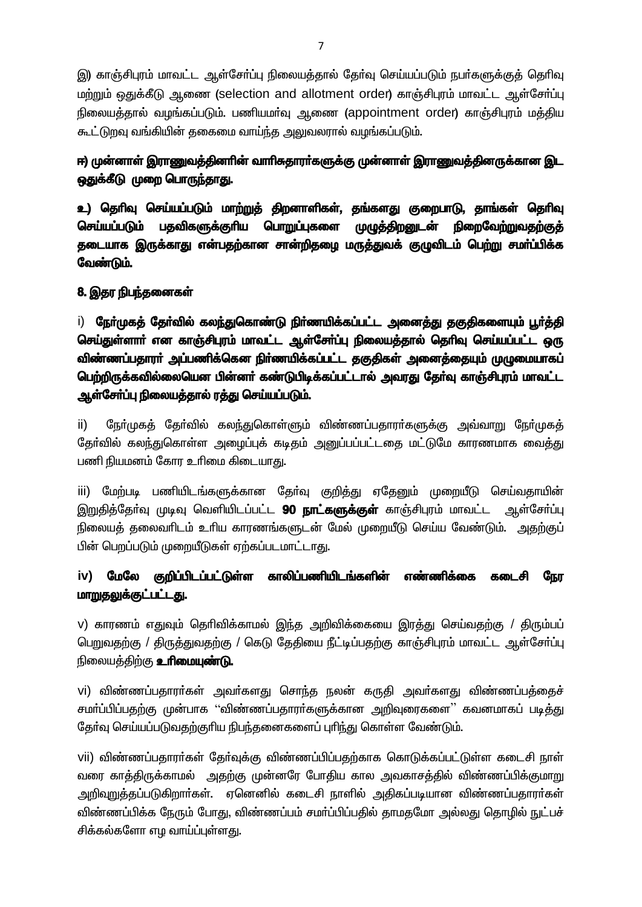இ) காஞ்சிபுரம் மாவட்ட ஆள்சேர்ப்பு நிலையத்தால் தேர்வு செய்யப்படும் நபர்களுக்குத் தெரிவு மற்றும் ஒதுக்கீடு ஆணை (selection and allotment order) காஞ்சிபுரம் மாவட்ட ஆள்சேர்ப்பு நிலையத்தால் வழங்கப்படும். பணியமர்வு ஆணை (appointment order) காஞ்சிபுரம் மத்திய கூட்டுறவு வங்கியின் தகைமை வாய்ந்த அலுவலரால் வழங்கப்படும்.

**ஈ) முன்னாள் இராணுவத்தினரின் வாரிசுதாரர்களுக்கு முன்னாள் இராணுவத்தினருக்கான இட ஒதுக்கீடு முறை பொருந்தாது.**

**உ) தெரிவு செய்யப்படும் மாற்றுத் திறனாளிகள், தங்களது குறைபாடு, தாங்கள் தெரிவு செய்யப்படும் பதவிகளுக்குரிய பொறுப்புகளை முழுத்திறனுடன் நிறைவேற்றுவதற்குத் தடையாக இருக்காது என்பதற்கான சான்றிதழை மருத்துவக் குழுவிடம் பெற்று சமர்ப்பிக்க வேண்டும்.**

**8. இதர நிபந்தனைகள்**

i) **நேர்முகத் தேர்வில் கலந்துகொண்டு நிர்ணயிக்கப்பட்ட அனைத்து தகுதிகளையும் பூர்த்தி செய்துள்ளார் என காஞ்சிபுரம் மாவட்ட ஆள்சேர்ப்பு நிலையத்தால் தெரிவு செய்யப்பட்ட ஒரு விண்ணப்பதாரர் அப்பணிக்கென நிர்ணயிக்கப்பட்ட தகுதிகள் அனைத்தையும் முழுமையாகப் பெற்றிருக்கவில்லையென பின்னர் கண்டுபிடிக்கப்பட்டால் அவரது தேர்வு காஞ்சிபுரம் மாவட்ட ஆள்சேர்ப்பு நிலையத்தால் ரத்து செய்யப்படும்.**

ii) நேர்முகத் தேர்வில் கலந்துகொள்ளும் விண்ணப்பதாரர்களுக்கு அவ்வாறு நேர்முகத் தேர்வில் கலந்துகொள்ள அழைப்புக் கடிதம் அனுப்பப்பட்டதை மட்டுமே காரணமாக வைத்து பணி நியமனம் கோர உரிமை கிடையாது.

iii) மேற்படி பணியிடங்களுக்கான தேர்வு குறித்து ஏதேனும் முறையீடு செய்வதாயின் இறுதித்தேர்வு முடிவு வெளியிடப்பட்ட **90 நாட்களுக்குள்** காஞ்சிபுரம் மாவட்ட ஆள்சேர்ப்பு நிலையத் தலைவரிடம் உரிய காரணங்களுடன் மேல் முறையீடு செய்ய வேண்டும். அதற்குப் பின் பெறப்படும் முறையீடுகள் ஏற்கப்படமாட்டாது.

**iv) மேலே குறிப்பிடப்பட்டுள்ள காலிப்பணியிடங்களின் எண்ணிக்கை கடைசி நேர மாறுதலுக்குட்பட்டது.**

v) காரணம் எதுவும் தெரிவிக்காமல் இந்த அறிவிக்கையை இரத்து செய்வதற்கு / திரும்பப் பெறுவதற்கு / திருத்துவதற்கு / கெடு தேதியை நீட்டிப்பதற்கு காஞ்சிபுரம் மாவட்ட ஆள்சேர்ப்பு நிலையத்திற்கு **உரிமையுண்டு.**

vi) விண்ணப்பதாரர்கள் அவர்களது சொந்த நலன் கருதி அவர்களது விண்ணப்பத்தைச் சமர்ப்பிப்பதற்கு முன்பாக ''விண்ணப்பதாரர்களுக்கான அறிவுரைகளை'' கவனமாகப் படித்து தேர்வு செய்யப்படுவதற்குரிய நிபந்தனைகளைப் புரிந்து கொள்ள வேண்டும்.

vii) விண்ணப்பதாரர்கள் தேர்வுக்கு விண்ணப்பிப்பதற்காக கொடுக்கப்பட்டுள்ள கடைசி நாள் வரை காத்திருக்காமல் அதற்கு முன்னரே போதிய கால அவகாசத்தில் விண்ணப்பிக்குமாறு அறிவுறுத்தப்படுகிறார்கள். ஏனெனில் கடைசி நாளில் அதிகப்படியான விண்ணப்பதாரர்கள் விண்ணப்பிக்க நேரும் போது, விண்ணப்பம் சமர்ப்பிப்பதில் தாமதமோ அல்லது தொழில் நுட்பச் சிக்கல்களோ எழ வாய்ப்புள்ளது.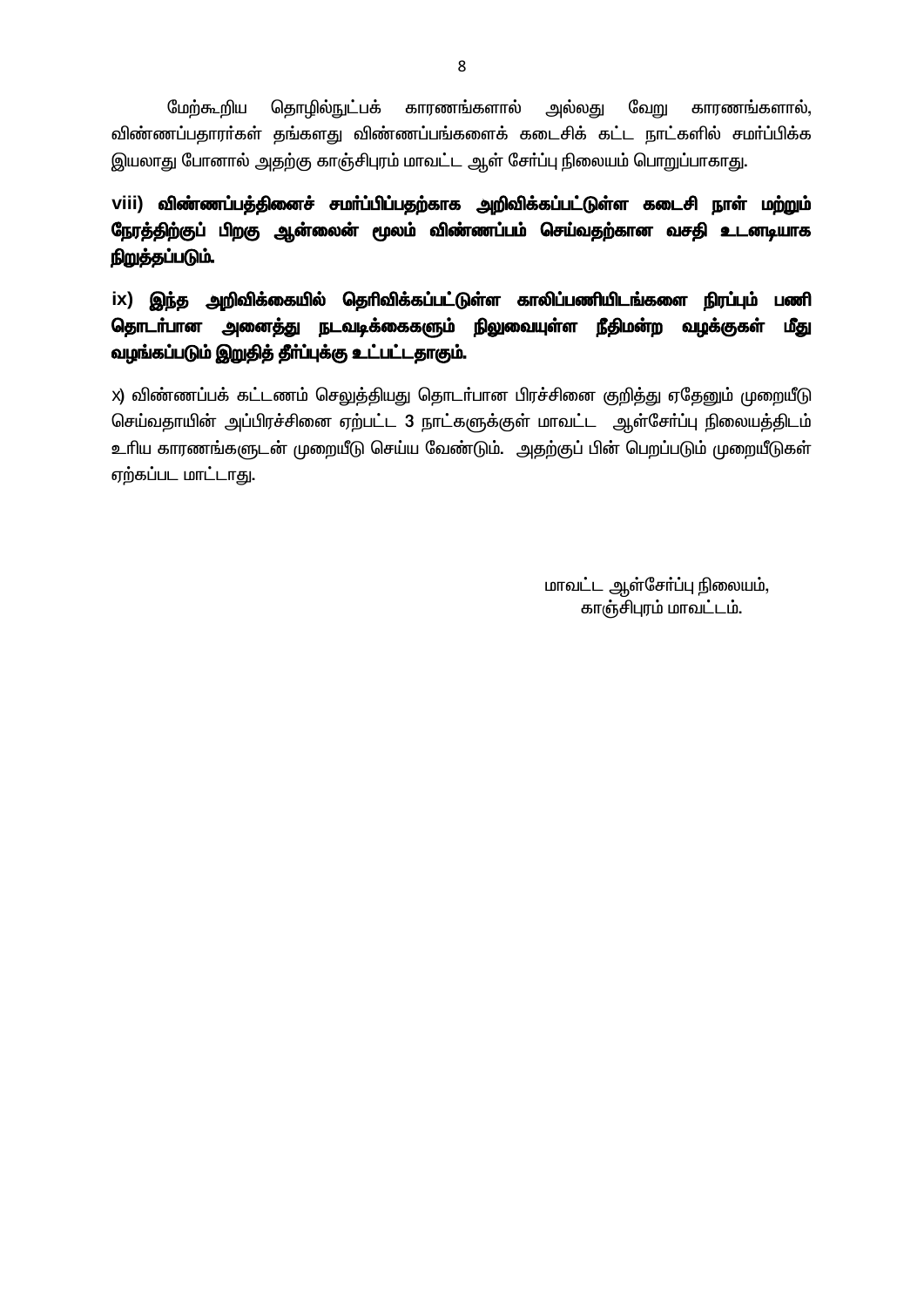மேற்கூறிய தொழில்நுட்பக் காரணங்களால் அல்லது வேறு காரணங்களால், விண்ணப்பதாரர்கள் தங்களது விண்ணப்பங்களைக் கடைசிக் கட்ட நாட்களில் சமர்ப்பிக்க இயலாது போனால் அதற்கு காஞ்சிபுரம் மாவட்ட ஆள் சேர்ப்பு நிலையம் பொறுப்பாகாது.

**viii) விண்ணப்பத்தினைச் சமர்ப்பிப்பதற்காக அறிவிக்கப்பட்டுள்ள கடைசி நாள் மற்றும் நேரத்திற்குப் பிறகு ஆன்லைன் மூலம் விண்ணப்பம் செய்வதற்கான வசதி உடனடியாக நிறுத்தப்படும்.**

**ix) இந்த அறிவிக்கையில் தெரிவிக்கப்பட்டுள்ள காலிப்பணியிடங்களை நிரப்பும் பணி தொடர்பான அனைத்து நடவடிக்கைகளும் நிலுவையுள்ள நீதிமன்ற வழக்குகள் மீது வழங்கப்படும் இறுதித் தீர்ப்புக்கு உட்பட்டதாகும்.**

x) விண்ணப்பக் கட்டணம் செலுத்தியது தொடர்பான பிரச்சினை குறித்து ஏதேனும் முறையீடு செய்வதாயின் அப்பிரச்சினை ஏற்பட்ட 3 நாட்களுக்குள் மாவட்ட ஆள்சேர்ப்பு நிலையத்திடம் உரிய காரணங்களுடன் முறையீடு செய்ய வேண்டும். அதற்குப் பின் பெறப்படும் முறையீடுகள் ஏற்கப்பட மாட்டாது.

மாவட்ட ஆள்சேர்ப்பு நிலையம்,
காஞ்சிபுரம் மாவட்டம்.